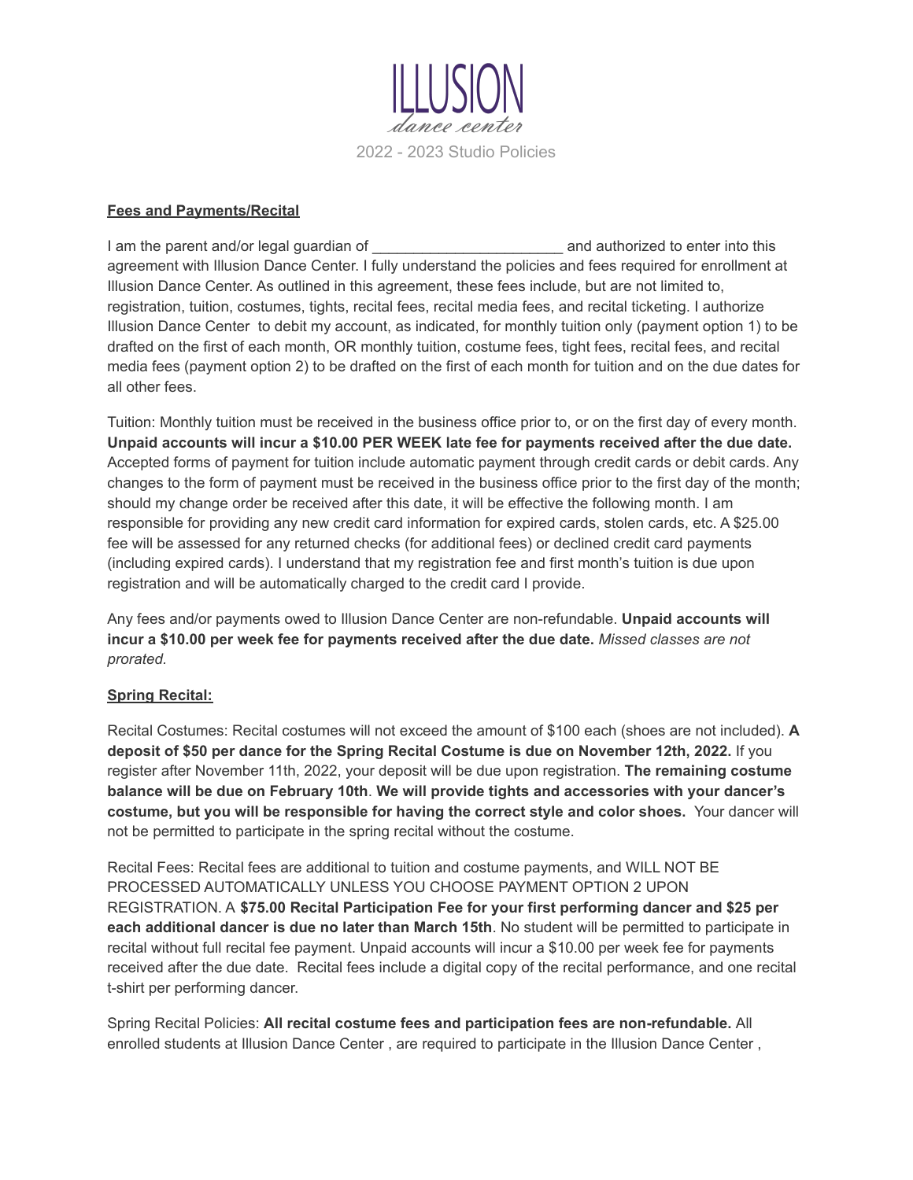# ILLUSION

*dance center*

2022 - 2023 Studio Policies

**Fees and Payments/Recital**

I am the parent and/or legal guardian of _______________________ and authorized to enter into this agreement with Illusion Dance Center. I fully understand the policies and fees required for enrollment at Illusion Dance Center. As outlined in this agreement, these fees include, but are not limited to, registration, tuition, costumes, tights, recital fees, recital media fees, and recital ticketing. I authorize Illusion Dance Center to debit my account, as indicated, for monthly tuition only (payment option 1) to be drafted on the first of each month, OR monthly tuition, costume fees, tight fees, recital fees, and recital media fees (payment option 2) to be drafted on the first of each month for tuition and on the due dates for all other fees.

Tuition: Monthly tuition must be received in the business office prior to, or on the first day of every month. **Unpaid accounts will incur a $10.00 PER WEEK late fee for payments received after the due date.** Accepted forms of payment for tuition include automatic payment through credit cards or debit cards. Any changes to the form of payment must be received in the business office prior to the first day of the month; should my change order be received after this date, it will be effective the following month. I am responsible for providing any new credit card information for expired cards, stolen cards, etc. A $25.00 fee will be assessed for any returned checks (for additional fees) or declined credit card payments (including expired cards). I understand that my registration fee and first month's tuition is due upon registration and will be automatically charged to the credit card I provide.

Any fees and/or payments owed to Illusion Dance Center are non-refundable. **Unpaid accounts will incur a $10.00 per week fee for payments received after the due date.** *Missed classes are not prorated.*

**Spring Recital:**

Recital Costumes: Recital costumes will not exceed the amount of $100 each (shoes are not included). **A deposit of $50 per dance for the Spring Recital Costume is due on November 12th, 2022.** If you register after November 11th, 2022, your deposit will be due upon registration. **The remaining costume balance will be due on February 10th**. **We will provide tights and accessories with your dancer's costume, but you will be responsible for having the correct style and color shoes.** Your dancer will not be permitted to participate in the spring recital without the costume.

Recital Fees: Recital fees are additional to tuition and costume payments, and WILL NOT BE PROCESSED AUTOMATICALLY UNLESS YOU CHOOSE PAYMENT OPTION 2 UPON REGISTRATION. A **$75.00 Recital Participation Fee for your first performing dancer and $25 per each additional dancer is due no later than March 15th**. No student will be permitted to participate in recital without full recital fee payment. Unpaid accounts will incur a $10.00 per week fee for payments received after the due date. Recital fees include a digital copy of the recital performance, and one recital t-shirt per performing dancer.

Spring Recital Policies: **All recital costume fees and participation fees are non-refundable.** All enrolled students at Illusion Dance Center , are required to participate in the Illusion Dance Center ,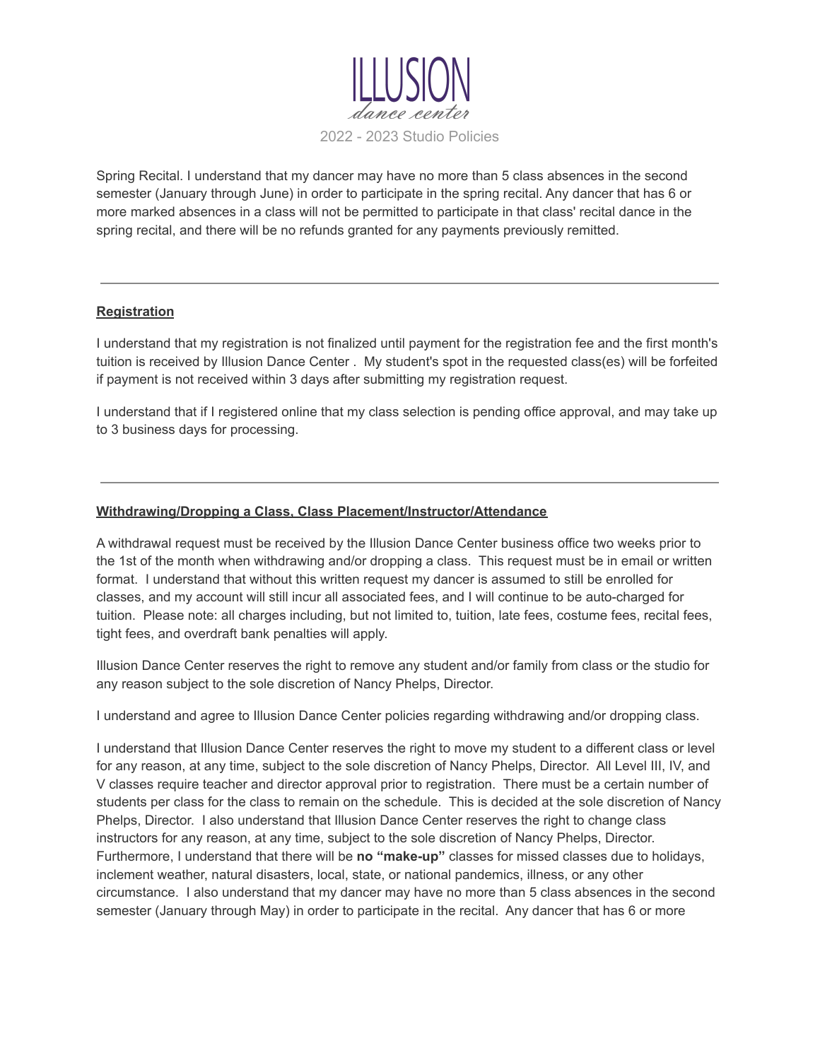Spring Recital. I understand that my dancer may have no more than 5 class absences in the second semester (January through June) in order to participate in the spring recital. Any dancer that has 6 or more marked absences in a class will not be permitted to participate in that class' recital dance in the spring recital, and there will be no refunds granted for any payments previously remitted.

---

**Registration**

I understand that my registration is not finalized until payment for the registration fee and the first month's tuition is received by Illusion Dance Center . My student's spot in the requested class(es) will be forfeited if payment is not received within 3 days after submitting my registration request.

I understand that if I registered online that my class selection is pending office approval, and may take up to 3 business days for processing.

---

**Withdrawing/Dropping a Class, Class Placement/Instructor/Attendance**

A withdrawal request must be received by the Illusion Dance Center business office two weeks prior to the 1st of the month when withdrawing and/or dropping a class. This request must be in email or written format. I understand that without this written request my dancer is assumed to still be enrolled for classes, and my account will still incur all associated fees, and I will continue to be auto-charged for tuition. Please note: all charges including, but not limited to, tuition, late fees, costume fees, recital fees, tight fees, and overdraft bank penalties will apply.

Illusion Dance Center reserves the right to remove any student and/or family from class or the studio for any reason subject to the sole discretion of Nancy Phelps, Director.

I understand and agree to Illusion Dance Center policies regarding withdrawing and/or dropping class.

I understand that Illusion Dance Center reserves the right to move my student to a different class or level for any reason, at any time, subject to the sole discretion of Nancy Phelps, Director. All Level III, IV, and V classes require teacher and director approval prior to registration. There must be a certain number of students per class for the class to remain on the schedule. This is decided at the sole discretion of Nancy Phelps, Director. I also understand that Illusion Dance Center reserves the right to change class instructors for any reason, at any time, subject to the sole discretion of Nancy Phelps, Director. Furthermore, I understand that there will be **no "make-up"** classes for missed classes due to holidays, inclement weather, natural disasters, local, state, or national pandemics, illness, or any other circumstance. I also understand that my dancer may have no more than 5 class absences in the second semester (January through May) in order to participate in the recital. Any dancer that has 6 or more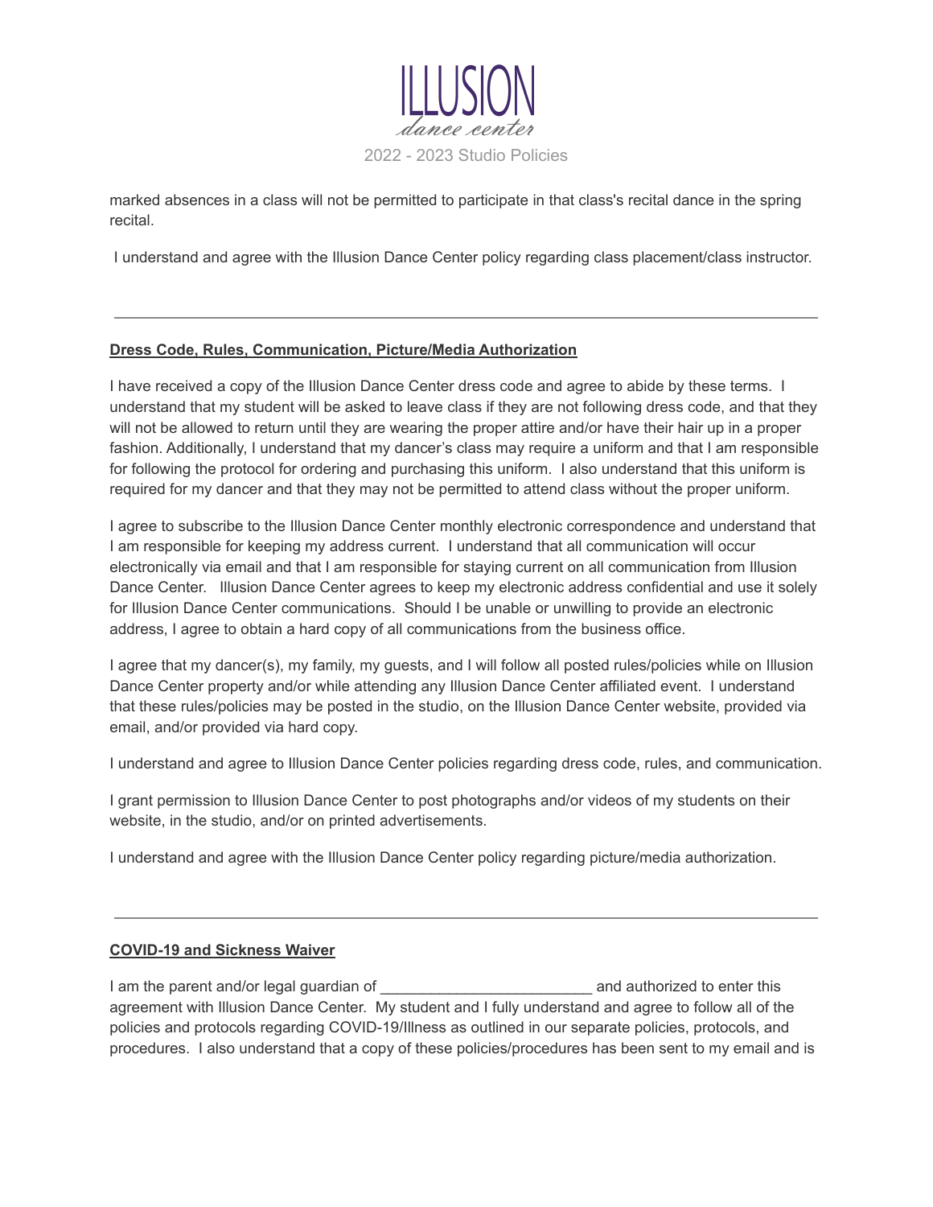marked absences in a class will not be permitted to participate in that class's recital dance in the spring recital.

I understand and agree with the Illusion Dance Center policy regarding class placement/class instructor.

---

**Dress Code, Rules, Communication, Picture/Media Authorization**

I have received a copy of the Illusion Dance Center dress code and agree to abide by these terms. I understand that my student will be asked to leave class if they are not following dress code, and that they will not be allowed to return until they are wearing the proper attire and/or have their hair up in a proper fashion. Additionally, I understand that my dancer's class may require a uniform and that I am responsible for following the protocol for ordering and purchasing this uniform. I also understand that this uniform is required for my dancer and that they may not be permitted to attend class without the proper uniform.

I agree to subscribe to the Illusion Dance Center monthly electronic correspondence and understand that I am responsible for keeping my address current. I understand that all communication will occur electronically via email and that I am responsible for staying current on all communication from Illusion Dance Center. Illusion Dance Center agrees to keep my electronic address confidential and use it solely for Illusion Dance Center communications. Should I be unable or unwilling to provide an electronic address, I agree to obtain a hard copy of all communications from the business office.

I agree that my dancer(s), my family, my guests, and I will follow all posted rules/policies while on Illusion Dance Center property and/or while attending any Illusion Dance Center affiliated event. I understand that these rules/policies may be posted in the studio, on the Illusion Dance Center website, provided via email, and/or provided via hard copy.

I understand and agree to Illusion Dance Center policies regarding dress code, rules, and communication.

I grant permission to Illusion Dance Center to post photographs and/or videos of my students on their website, in the studio, and/or on printed advertisements.

I understand and agree with the Illusion Dance Center policy regarding picture/media authorization.

---

**COVID-19 and Sickness Waiver**

I am the parent and/or legal guardian of _________________________ and authorized to enter this agreement with Illusion Dance Center. My student and I fully understand and agree to follow all of the policies and protocols regarding COVID-19/Illness as outlined in our separate policies, protocols, and procedures. I also understand that a copy of these policies/procedures has been sent to my email and is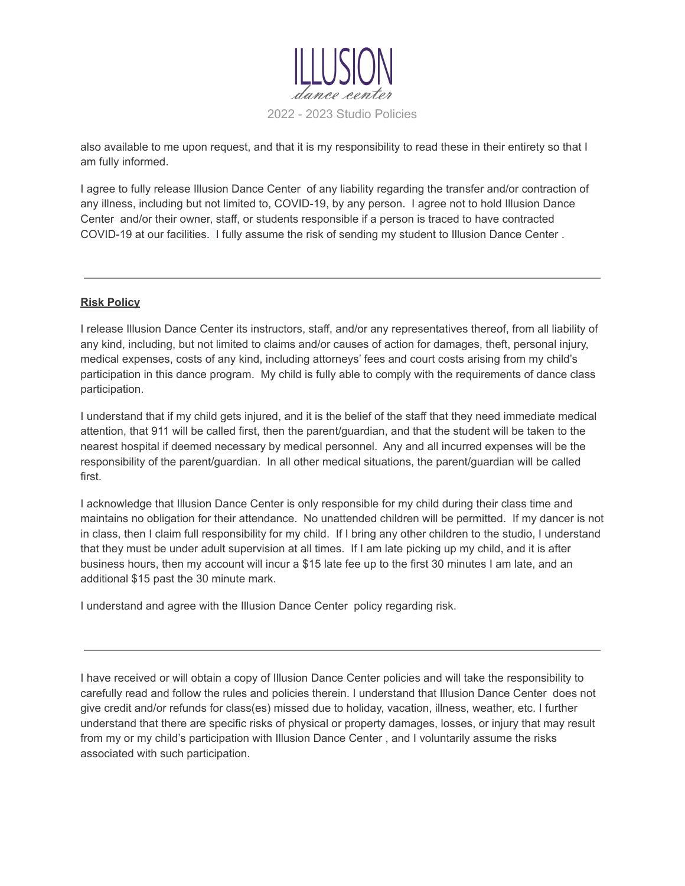also available to me upon request, and that it is my responsibility to read these in their entirety so that I am fully informed.

I agree to fully release Illusion Dance Center of any liability regarding the transfer and/or contraction of any illness, including but not limited to, COVID-19, by any person. I agree not to hold Illusion Dance Center and/or their owner, staff, or students responsible if a person is traced to have contracted COVID-19 at our facilities. I fully assume the risk of sending my student to Illusion Dance Center .

---

**Risk Policy**

I release Illusion Dance Center its instructors, staff, and/or any representatives thereof, from all liability of any kind, including, but not limited to claims and/or causes of action for damages, theft, personal injury, medical expenses, costs of any kind, including attorneys' fees and court costs arising from my child's participation in this dance program. My child is fully able to comply with the requirements of dance class participation.

I understand that if my child gets injured, and it is the belief of the staff that they need immediate medical attention, that 911 will be called first, then the parent/guardian, and that the student will be taken to the nearest hospital if deemed necessary by medical personnel. Any and all incurred expenses will be the responsibility of the parent/guardian. In all other medical situations, the parent/guardian will be called first.

I acknowledge that Illusion Dance Center is only responsible for my child during their class time and maintains no obligation for their attendance. No unattended children will be permitted. If my dancer is not in class, then I claim full responsibility for my child. If I bring any other children to the studio, I understand that they must be under adult supervision at all times. If I am late picking up my child, and it is after business hours, then my account will incur a $15 late fee up to the first 30 minutes I am late, and an additional $15 past the 30 minute mark.

I understand and agree with the Illusion Dance Center policy regarding risk.

---

I have received or will obtain a copy of Illusion Dance Center policies and will take the responsibility to carefully read and follow the rules and policies therein. I understand that Illusion Dance Center does not give credit and/or refunds for class(es) missed due to holiday, vacation, illness, weather, etc. I further understand that there are specific risks of physical or property damages, losses, or injury that may result from my or my child's participation with Illusion Dance Center , and I voluntarily assume the risks associated with such participation.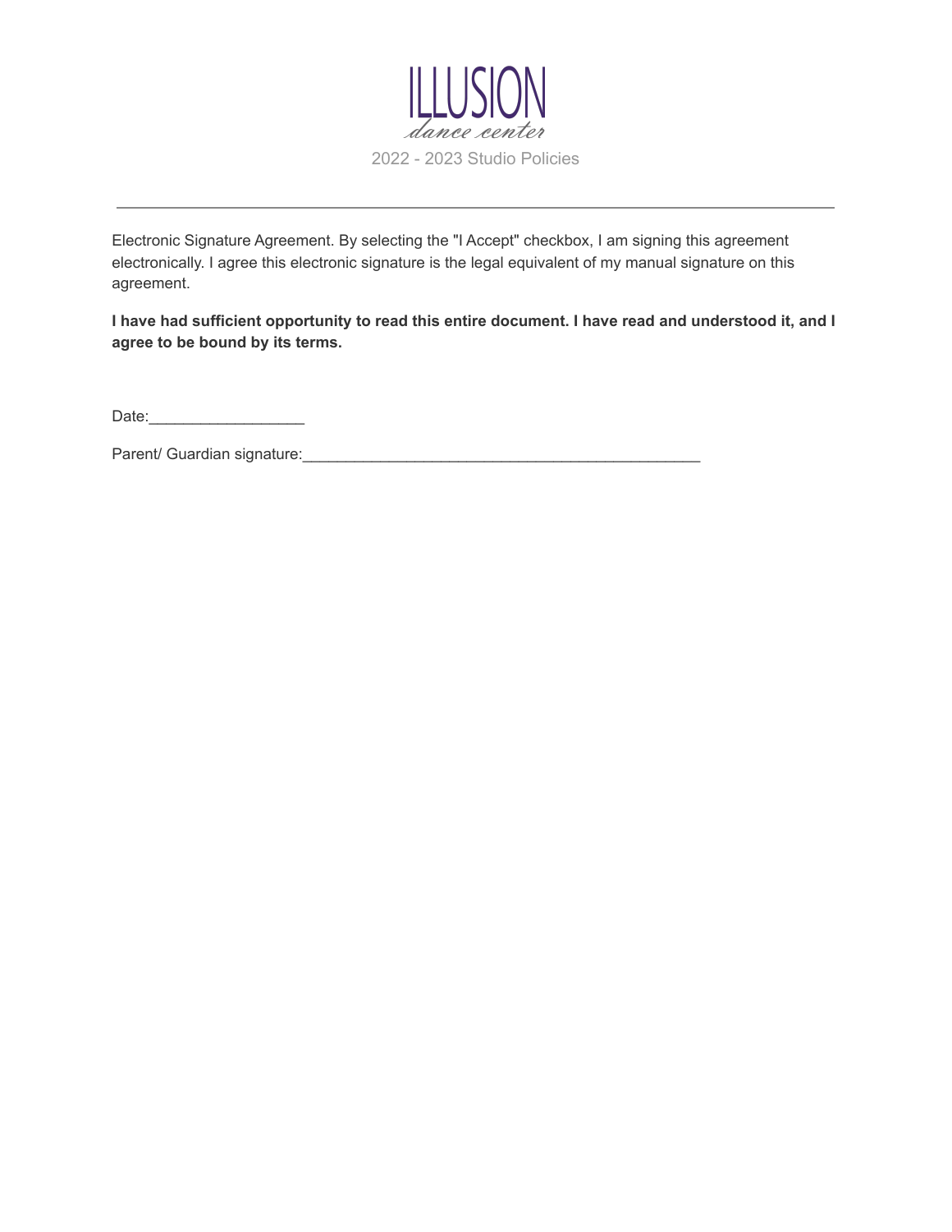# ILLUSION

*dance center*

2022 - 2023 Studio Policies

---

Electronic Signature Agreement. By selecting the "I Accept" checkbox, I am signing this agreement electronically. I agree this electronic signature is the legal equivalent of my manual signature on this agreement.

**I have had sufficient opportunity to read this entire document. I have read and understood it, and I agree to be bound by its terms.**

Date:_________________

Parent/ Guardian signature:____________________________________________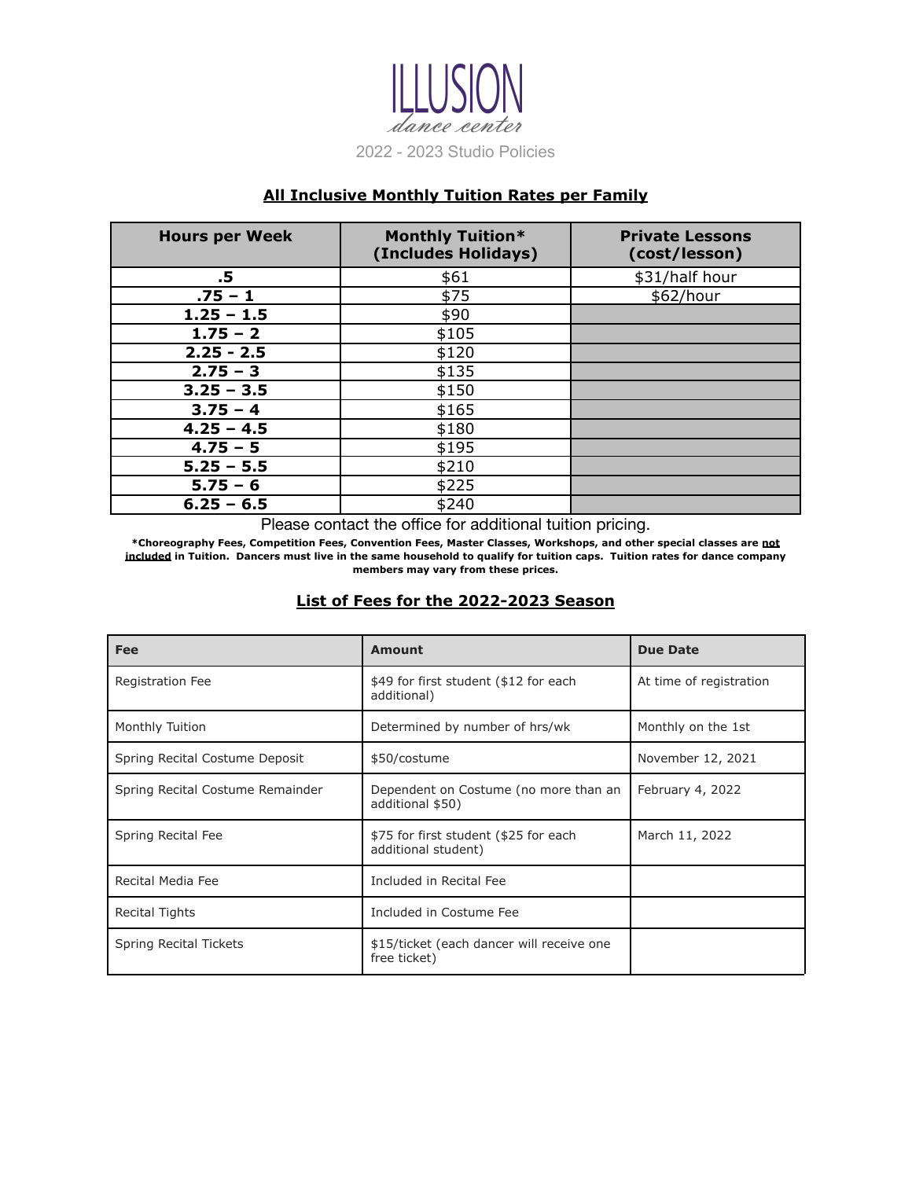# ILLUSION

*dance center*

2022 - 2023 Studio Policies

## All Inclusive Monthly Tuition Rates per Family

| Hours per Week | Monthly Tuition* (Includes Holidays) | Private Lessons (cost/lesson) |
|---|---|---|
| **.5** | $61 | $31/half hour |
| **.75 – 1** | $75 | $62/hour |
| **1.25 – 1.5** | $90 | |
| **1.75 – 2** | $105 | |
| **2.25 - 2.5** | $120 | |
| **2.75 – 3** | $135 | |
| **3.25 – 3.5** | $150 | |
| **3.75 – 4** | $165 | |
| **4.25 – 4.5** | $180 | |
| **4.75 – 5** | $195 | |
| **5.25 – 5.5** | $210 | |
| **5.75 – 6** | $225 | |
| **6.25 – 6.5** | $240 | |

Please contact the office for additional tuition pricing.

**\*Choreography Fees, Competition Fees, Convention Fees, Master Classes, Workshops, and other special classes are not included in Tuition. Dancers must live in the same household to qualify for tuition caps. Tuition rates for dance company members may vary from these prices.**

## List of Fees for the 2022-2023 Season

| Fee | Amount | Due Date |
|---|---|---|
| Registration Fee | $49 for first student ($12 for each additional) | At time of registration |
| Monthly Tuition | Determined by number of hrs/wk | Monthly on the 1st |
| Spring Recital Costume Deposit | $50/costume | November 12, 2021 |
| Spring Recital Costume Remainder | Dependent on Costume (no more than an additional $50) | February 4, 2022 |
| Spring Recital Fee | $75 for first student ($25 for each additional student) | March 11, 2022 |
| Recital Media Fee | Included in Recital Fee | |
| Recital Tights | Included in Costume Fee | |
| Spring Recital Tickets | $15/ticket (each dancer will receive one free ticket) | |